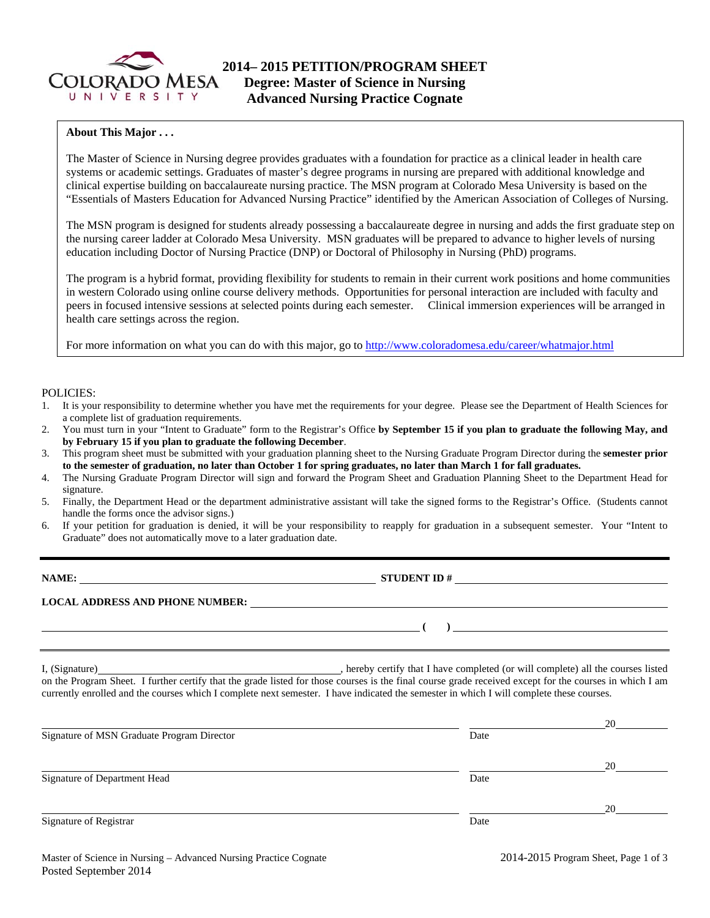# 2014– 2015 PETITION/PROGRAM SHEET
## Degree: Master of Science in Nursing
## Advanced Nursing Practice Cognate

**About This Major . . .**

The Master of Science in Nursing degree provides graduates with a foundation for practice as a clinical leader in health care systems or academic settings. Graduates of master's degree programs in nursing are prepared with additional knowledge and clinical expertise building on baccalaureate nursing practice. The MSN program at Colorado Mesa University is based on the "Essentials of Masters Education for Advanced Nursing Practice" identified by the American Association of Colleges of Nursing.

The MSN program is designed for students already possessing a baccalaureate degree in nursing and adds the first graduate step on the nursing career ladder at Colorado Mesa University. MSN graduates will be prepared to advance to higher levels of nursing education including Doctor of Nursing Practice (DNP) or Doctoral of Philosophy in Nursing (PhD) programs.

The program is a hybrid format, providing flexibility for students to remain in their current work positions and home communities in western Colorado using online course delivery methods. Opportunities for personal interaction are included with faculty and peers in focused intensive sessions at selected points during each semester. Clinical immersion experiences will be arranged in health care settings across the region.

For more information on what you can do with this major, go to http://www.coloradomesa.edu/career/whatmajor.html

POLICIES:

1. It is your responsibility to determine whether you have met the requirements for your degree. Please see the Department of Health Sciences for a complete list of graduation requirements.
2. You must turn in your "Intent to Graduate" form to the Registrar's Office **by September 15 if you plan to graduate the following May, and by February 15 if you plan to graduate the following December**.
3. This program sheet must be submitted with your graduation planning sheet to the Nursing Graduate Program Director during the **semester prior to the semester of graduation, no later than October 1 for spring graduates, no later than March 1 for fall graduates.**
4. The Nursing Graduate Program Director will sign and forward the Program Sheet and Graduation Planning Sheet to the Department Head for signature.
5. Finally, the Department Head or the department administrative assistant will take the signed forms to the Registrar's Office. (Students cannot handle the forms once the advisor signs.)
6. If your petition for graduation is denied, it will be your responsibility to reapply for graduation in a subsequent semester. Your "Intent to Graduate" does not automatically move to a later graduation date.

---

**NAME:** ______________________________ **STUDENT ID #** ______________________________

**LOCAL ADDRESS AND PHONE NUMBER:** ______________________________

______________________________ **( )** ______________________________

---

I, (Signature)______________________________, hereby certify that I have completed (or will complete) all the courses listed on the Program Sheet. I further certify that the grade listed for those courses is the final course grade received except for the courses in which I am currently enrolled and the courses which I complete next semester. I have indicated the semester in which I will complete these courses.

______________________________ ______________ 20______
Signature of MSN Graduate Program Director Date

______________________________ ______________ 20______
Signature of Department Head Date

______________________________ ______________ 20______
Signature of Registrar Date

Master of Science in Nursing – Advanced Nursing Practice Cognate
Posted September 2014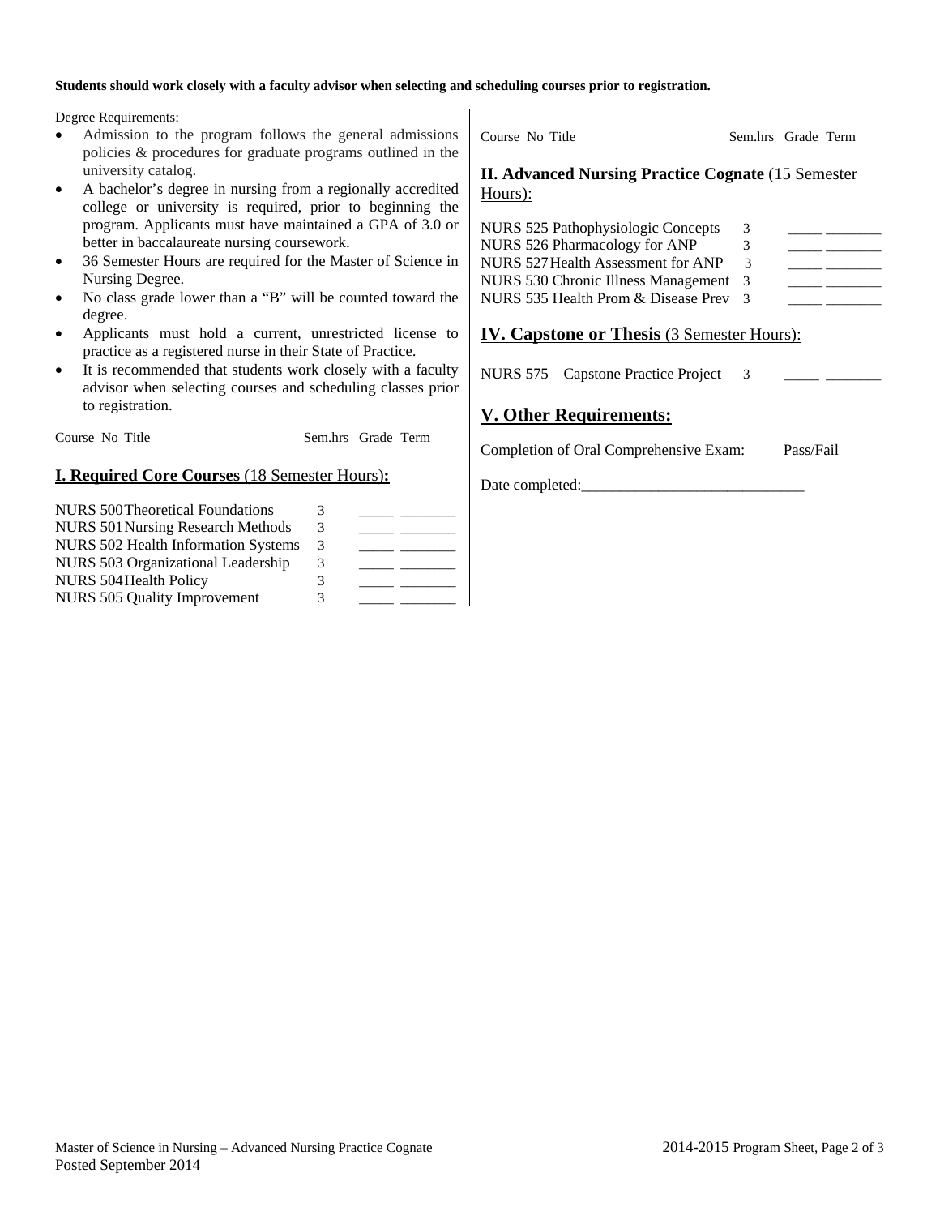**Students should work closely with a faculty advisor when selecting and scheduling courses prior to registration.**

Degree Requirements:

- Admission to the program follows the general admissions policies & procedures for graduate programs outlined in the university catalog.
- A bachelor's degree in nursing from a regionally accredited college or university is required, prior to beginning the program. Applicants must have maintained a GPA of 3.0 or better in baccalaureate nursing coursework.
- 36 Semester Hours are required for the Master of Science in Nursing Degree.
- No class grade lower than a "B" will be counted toward the degree.
- Applicants must hold a current, unrestricted license to practice as a registered nurse in their State of Practice.
- It is recommended that students work closely with a faculty advisor when selecting courses and scheduling classes prior to registration.

## I. Required Core Courses (18 Semester Hours):

| Course No | Title | Sem.hrs | Grade | Term |
|---|---|---|---|---|
| NURS 500 | Theoretical Foundations | 3 | _____ | _______ |
| NURS 501 | Nursing Research Methods | 3 | _____ | _______ |
| NURS 502 | Health Information Systems | 3 | _____ | _______ |
| NURS 503 | Organizational Leadership | 3 | _____ | _______ |
| NURS 504 | Health Policy | 3 | _____ | _______ |
| NURS 505 | Quality Improvement | 3 | _____ | _______ |

## II. Advanced Nursing Practice Cognate (15 Semester Hours):

| Course No | Title | Sem.hrs | Grade | Term |
|---|---|---|---|---|
| NURS 525 | Pathophysiologic Concepts | 3 | _____ | _______ |
| NURS 526 | Pharmacology for ANP | 3 | _____ | _______ |
| NURS 527 | Health Assessment for ANP | 3 | _____ | _______ |
| NURS 530 | Chronic Illness Management | 3 | _____ | _______ |
| NURS 535 | Health Prom & Disease Prev | 3 | _____ | _______ |

## IV. Capstone or Thesis (3 Semester Hours):

| Course No | Title | Sem.hrs | Grade | Term |
|---|---|---|---|---|
| NURS 575 | Capstone Practice Project | 3 | _____ | _______ |

## V. Other Requirements:

Completion of Oral Comprehensive Exam: Pass/Fail

Date completed:_____________________________

Master of Science in Nursing – Advanced Nursing Practice Cognate

Posted September 2014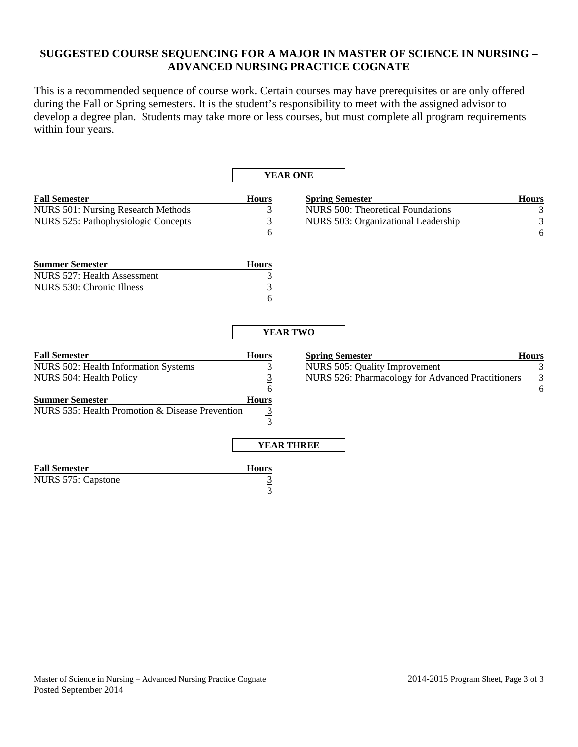## SUGGESTED COURSE SEQUENCING FOR A MAJOR IN MASTER OF SCIENCE IN NURSING – ADVANCED NURSING PRACTICE COGNATE

This is a recommended sequence of course work. Certain courses may have prerequisites or are only offered during the Fall or Spring semesters. It is the student's responsibility to meet with the assigned advisor to develop a degree plan. Students may take more or less courses, but must complete all program requirements within four years.

### YEAR ONE

| Fall Semester | Hours |
|---|---|
| NURS 501: Nursing Research Methods | 3 |
| NURS 525: Pathophysiologic Concepts | 3 |
| | 6 |

| Spring Semester | Hours |
|---|---|
| NURS 500: Theoretical Foundations | 3 |
| NURS 503: Organizational Leadership | 3 |
| | 6 |

| Summer Semester | Hours |
|---|---|
| NURS 527: Health Assessment | 3 |
| NURS 530: Chronic Illness | 3 |
| | 6 |

### YEAR TWO

| Fall Semester | Hours |
|---|---|
| NURS 502: Health Information Systems | 3 |
| NURS 504: Health Policy | 3 |
| | 6 |

| Spring Semester | Hours |
|---|---|
| NURS 505: Quality Improvement | 3 |
| NURS 526: Pharmacology for Advanced Practitioners | 3 |
| | 6 |

| Summer Semester | Hours |
|---|---|
| NURS 535: Health Promotion & Disease Prevention | 3 |
| | 3 |

### YEAR THREE

| Fall Semester | Hours |
|---|---|
| NURS 575: Capstone | 3 |
| | 3 |

Master of Science in Nursing – Advanced Nursing Practice Cognate
Posted September 2014